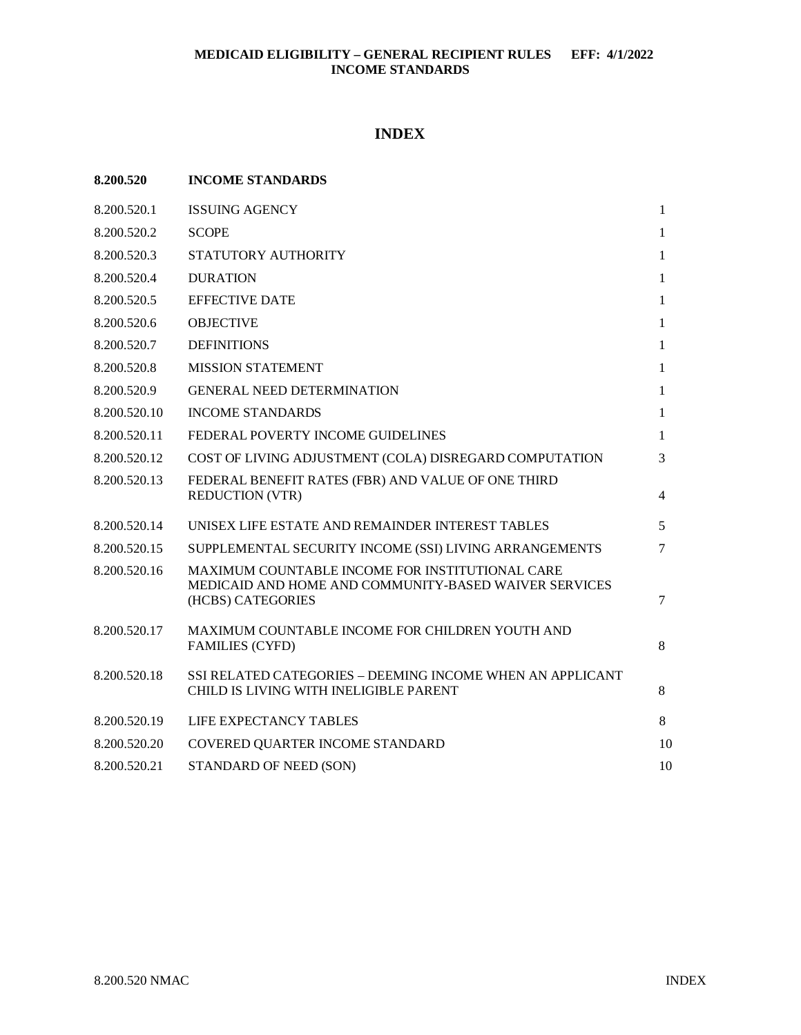# INDEX

| 8.200.520 | INCOME STANDARDS | |
|---|---|---|
| 8.200.520.1 | ISSUING AGENCY | 1 |
| 8.200.520.2 | SCOPE | 1 |
| 8.200.520.3 | STATUTORY AUTHORITY | 1 |
| 8.200.520.4 | DURATION | 1 |
| 8.200.520.5 | EFFECTIVE DATE | 1 |
| 8.200.520.6 | OBJECTIVE | 1 |
| 8.200.520.7 | DEFINITIONS | 1 |
| 8.200.520.8 | MISSION STATEMENT | 1 |
| 8.200.520.9 | GENERAL NEED DETERMINATION | 1 |
| 8.200.520.10 | INCOME STANDARDS | 1 |
| 8.200.520.11 | FEDERAL POVERTY INCOME GUIDELINES | 1 |
| 8.200.520.12 | COST OF LIVING ADJUSTMENT (COLA) DISREGARD COMPUTATION | 3 |
| 8.200.520.13 | FEDERAL BENEFIT RATES (FBR) AND VALUE OF ONE THIRD REDUCTION (VTR) | 4 |
| 8.200.520.14 | UNISEX LIFE ESTATE AND REMAINDER INTEREST TABLES | 5 |
| 8.200.520.15 | SUPPLEMENTAL SECURITY INCOME (SSI) LIVING ARRANGEMENTS | 7 |
| 8.200.520.16 | MAXIMUM COUNTABLE INCOME FOR INSTITUTIONAL CARE MEDICAID AND HOME AND COMMUNITY-BASED WAIVER SERVICES (HCBS) CATEGORIES | 7 |
| 8.200.520.17 | MAXIMUM COUNTABLE INCOME FOR CHILDREN YOUTH AND FAMILIES (CYFD) | 8 |
| 8.200.520.18 | SSI RELATED CATEGORIES – DEEMING INCOME WHEN AN APPLICANT CHILD IS LIVING WITH INELIGIBLE PARENT | 8 |
| 8.200.520.19 | LIFE EXPECTANCY TABLES | 8 |
| 8.200.520.20 | COVERED QUARTER INCOME STANDARD | 10 |
| 8.200.520.21 | STANDARD OF NEED (SON) | 10 |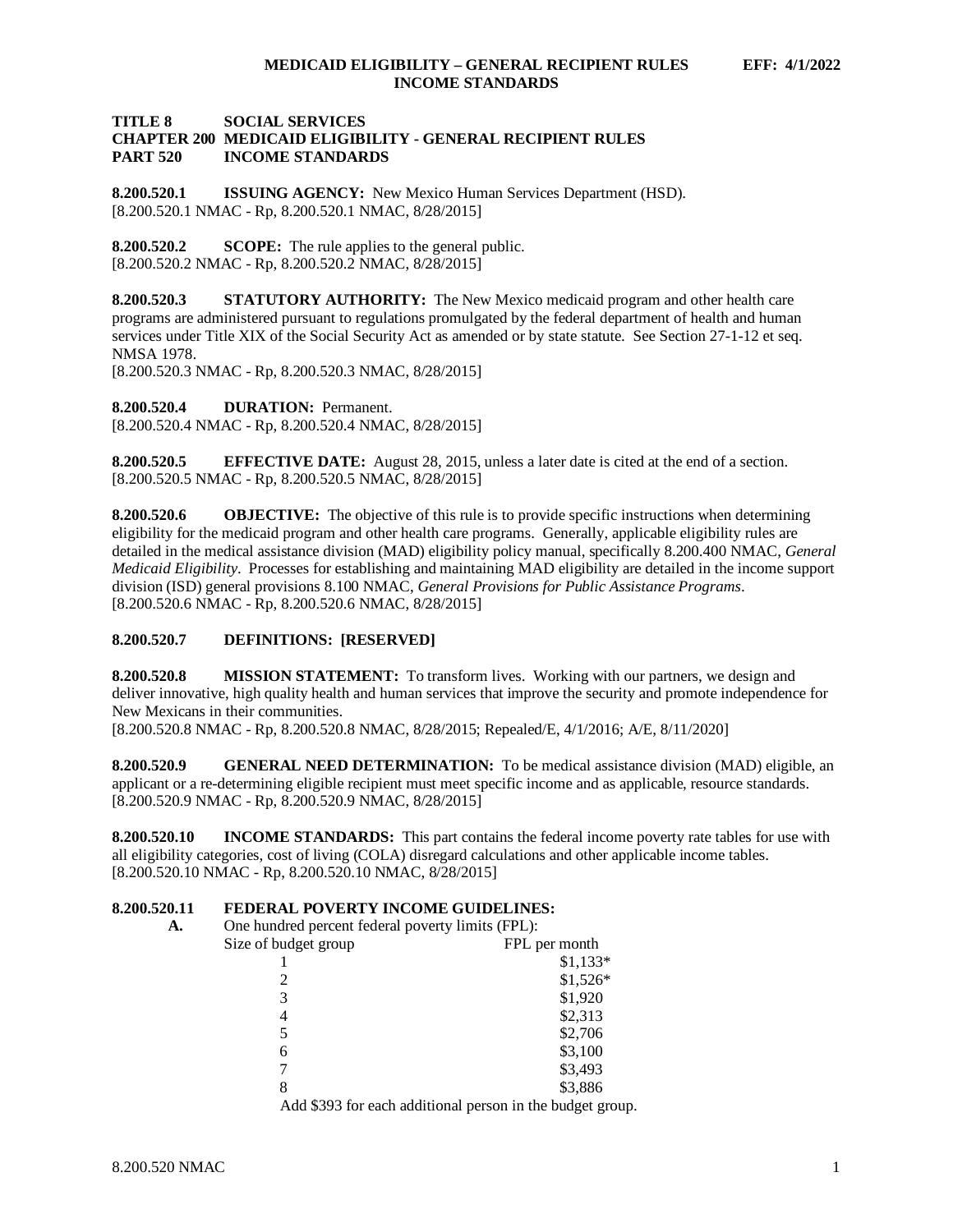# TITLE 8 SOCIAL SERVICES
## CHAPTER 200 MEDICAID ELIGIBILITY - GENERAL RECIPIENT RULES
## PART 520 INCOME STANDARDS

**8.200.520.1 ISSUING AGENCY:** New Mexico Human Services Department (HSD).
[8.200.520.1 NMAC - Rp, 8.200.520.1 NMAC, 8/28/2015]

**8.200.520.2 SCOPE:** The rule applies to the general public.
[8.200.520.2 NMAC - Rp, 8.200.520.2 NMAC, 8/28/2015]

**8.200.520.3 STATUTORY AUTHORITY:** The New Mexico medicaid program and other health care programs are administered pursuant to regulations promulgated by the federal department of health and human services under Title XIX of the Social Security Act as amended or by state statute. See Section 27-1-12 et seq. NMSA 1978.
[8.200.520.3 NMAC - Rp, 8.200.520.3 NMAC, 8/28/2015]

**8.200.520.4 DURATION:** Permanent.
[8.200.520.4 NMAC - Rp, 8.200.520.4 NMAC, 8/28/2015]

**8.200.520.5 EFFECTIVE DATE:** August 28, 2015, unless a later date is cited at the end of a section.
[8.200.520.5 NMAC - Rp, 8.200.520.5 NMAC, 8/28/2015]

**8.200.520.6 OBJECTIVE:** The objective of this rule is to provide specific instructions when determining eligibility for the medicaid program and other health care programs. Generally, applicable eligibility rules are detailed in the medical assistance division (MAD) eligibility policy manual, specifically 8.200.400 NMAC, *General Medicaid Eligibility*. Processes for establishing and maintaining MAD eligibility are detailed in the income support division (ISD) general provisions 8.100 NMAC, *General Provisions for Public Assistance Programs*.
[8.200.520.6 NMAC - Rp, 8.200.520.6 NMAC, 8/28/2015]

**8.200.520.7 DEFINITIONS: [RESERVED]**

**8.200.520.8 MISSION STATEMENT:** To transform lives. Working with our partners, we design and deliver innovative, high quality health and human services that improve the security and promote independence for New Mexicans in their communities.
[8.200.520.8 NMAC - Rp, 8.200.520.8 NMAC, 8/28/2015; Repealed/E, 4/1/2016; A/E, 8/11/2020]

**8.200.520.9 GENERAL NEED DETERMINATION:** To be medical assistance division (MAD) eligible, an applicant or a re-determining eligible recipient must meet specific income and as applicable, resource standards.
[8.200.520.9 NMAC - Rp, 8.200.520.9 NMAC, 8/28/2015]

**8.200.520.10 INCOME STANDARDS:** This part contains the federal income poverty rate tables for use with all eligibility categories, cost of living (COLA) disregard calculations and other applicable income tables.
[8.200.520.10 NMAC - Rp, 8.200.520.10 NMAC, 8/28/2015]

**8.200.520.11 FEDERAL POVERTY INCOME GUIDELINES:**

**A.** One hundred percent federal poverty limits (FPL):

| Size of budget group | FPL per month |
|---|---|
| 1 | $1,133* |
| 2 | $1,526* |
| 3 | $1,920 |
| 4 | $2,313 |
| 5 | $2,706 |
| 6 | $3,100 |
| 7 | $3,493 |
| 8 | $3,886 |

Add $393 for each additional person in the budget group.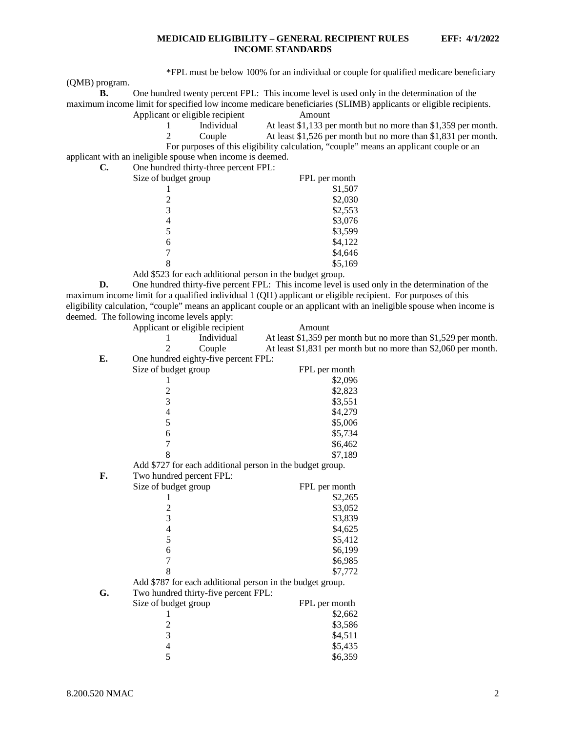*FPL must be below 100% for an individual or couple for qualified medicare beneficiary (QMB) program.

**B.** One hundred twenty percent FPL: This income level is used only in the determination of the maximum income limit for specified low income medicare beneficiaries (SLIMB) applicants or eligible recipients.

| Applicant or eligible recipient | | Amount |
|---|---|---|
| 1 | Individual | At least $1,133 per month but no more than $1,359 per month. |
| 2 | Couple | At least $1,526 per month but no more than $1,831 per month. |

For purposes of this eligibility calculation, "couple" means an applicant couple or an applicant with an ineligible spouse when income is deemed.

**C.** One hundred thirty-three percent FPL:

| Size of budget group | FPL per month |
|---|---|
| 1 | $1,507 |
| 2 | $2,030 |
| 3 | $2,553 |
| 4 | $3,076 |
| 5 | $3,599 |
| 6 | $4,122 |
| 7 | $4,646 |
| 8 | $5,169 |

Add $523 for each additional person in the budget group.

**D.** One hundred thirty-five percent FPL: This income level is used only in the determination of the maximum income limit for a qualified individual 1 (QI1) applicant or eligible recipient. For purposes of this eligibility calculation, "couple" means an applicant couple or an applicant with an ineligible spouse when income is deemed. The following income levels apply:

| Applicant or eligible recipient | | Amount |
|---|---|---|
| 1 | Individual | At least $1,359 per month but no more than $1,529 per month. |
| 2 | Couple | At least $1,831 per month but no more than $2,060 per month. |

**E.** One hundred eighty-five percent FPL:

| Size of budget group | FPL per month |
|---|---|
| 1 | $2,096 |
| 2 | $2,823 |
| 3 | $3,551 |
| 4 | $4,279 |
| 5 | $5,006 |
| 6 | $5,734 |
| 7 | $6,462 |
| 8 | $7,189 |

Add $727 for each additional person in the budget group.

**F.** Two hundred percent FPL:

| Size of budget group | FPL per month |
|---|---|
| 1 | $2,265 |
| 2 | $3,052 |
| 3 | $3,839 |
| 4 | $4,625 |
| 5 | $5,412 |
| 6 | $6,199 |
| 7 | $6,985 |
| 8 | $7,772 |

Add $787 for each additional person in the budget group.

**G.** Two hundred thirty-five percent FPL:

| Size of budget group | FPL per month |
|---|---|
| 1 | $2,662 |
| 2 | $3,586 |
| 3 | $4,511 |
| 4 | $5,435 |
| 5 | $6,359 |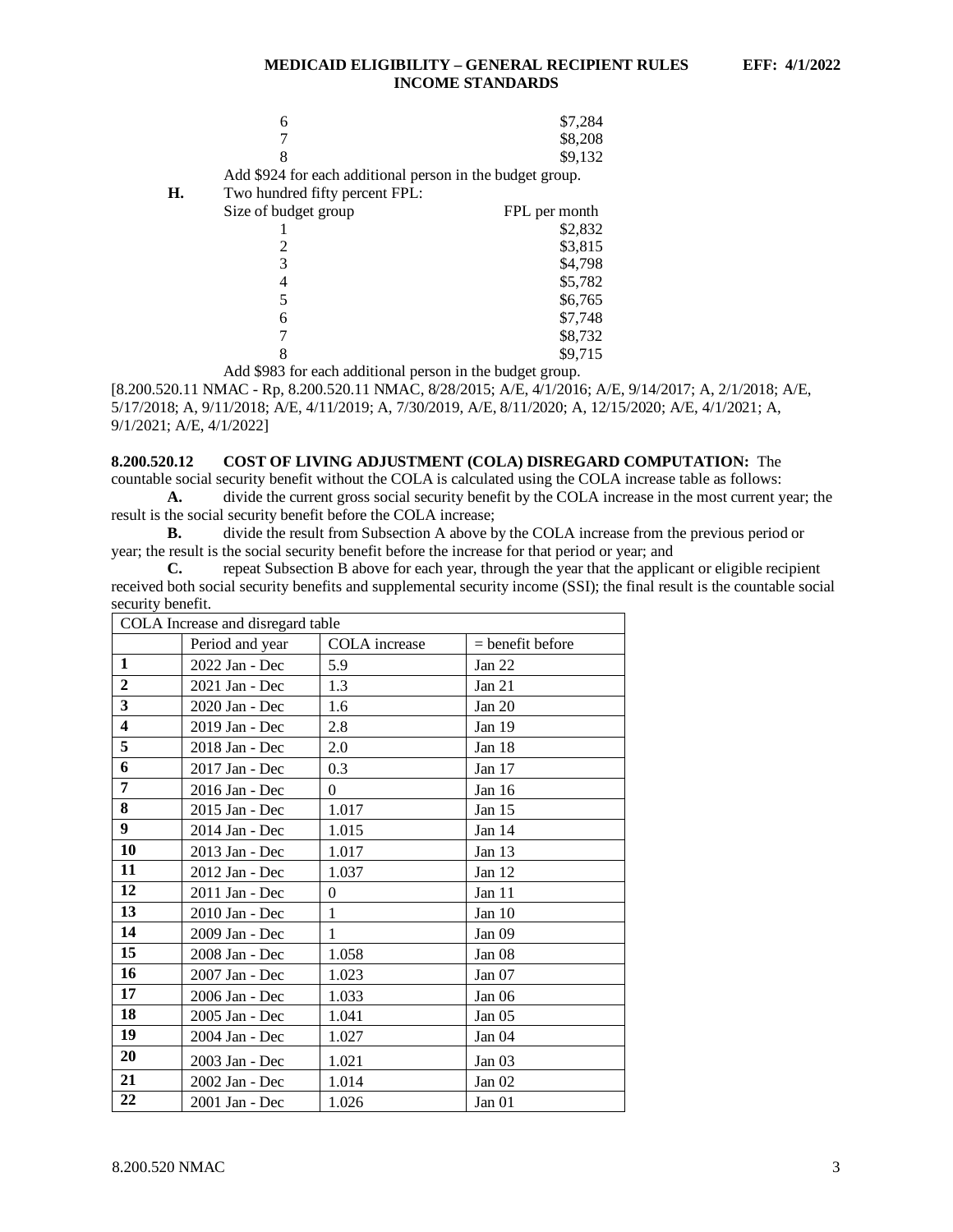| Size of budget group | FPL per month |
|---|---|
| 6 | $7,284 |
| 7 | $8,208 |
| 8 | $9,132 |

Add $924 for each additional person in the budget group.

**H.** Two hundred fifty percent FPL:

| Size of budget group | FPL per month |
|---|---|
| 1 | $2,832 |
| 2 | $3,815 |
| 3 | $4,798 |
| 4 | $5,782 |
| 5 | $6,765 |
| 6 | $7,748 |
| 7 | $8,732 |
| 8 | $9,715 |

Add $983 for each additional person in the budget group.

[8.200.520.11 NMAC - Rp, 8.200.520.11 NMAC, 8/28/2015; A/E, 4/1/2016; A/E, 9/14/2017; A, 2/1/2018; A/E, 5/17/2018; A, 9/11/2018; A/E, 4/11/2019; A, 7/30/2019, A/E, 8/11/2020; A, 12/15/2020; A/E, 4/1/2021; A, 9/1/2021; A/E, 4/1/2022]

**8.200.520.12 COST OF LIVING ADJUSTMENT (COLA) DISREGARD COMPUTATION:** The countable social security benefit without the COLA is calculated using the COLA increase table as follows:

**A.** divide the current gross social security benefit by the COLA increase in the most current year; the result is the social security benefit before the COLA increase;

**B.** divide the result from Subsection A above by the COLA increase from the previous period or year; the result is the social security benefit before the increase for that period or year; and

**C.** repeat Subsection B above for each year, through the year that the applicant or eligible recipient received both social security benefits and supplemental security income (SSI); the final result is the countable social security benefit.

| COLA Increase and disregard table | | | |
|---|---|---|---|
| | Period and year | COLA increase | = benefit before |
| **1** | 2022 Jan - Dec | 5.9 | Jan 22 |
| **2** | 2021 Jan - Dec | 1.3 | Jan 21 |
| **3** | 2020 Jan - Dec | 1.6 | Jan 20 |
| **4** | 2019 Jan - Dec | 2.8 | Jan 19 |
| **5** | 2018 Jan - Dec | 2.0 | Jan 18 |
| **6** | 2017 Jan - Dec | 0.3 | Jan 17 |
| **7** | 2016 Jan - Dec | 0 | Jan 16 |
| **8** | 2015 Jan - Dec | 1.017 | Jan 15 |
| **9** | 2014 Jan - Dec | 1.015 | Jan 14 |
| **10** | 2013 Jan - Dec | 1.017 | Jan 13 |
| **11** | 2012 Jan - Dec | 1.037 | Jan 12 |
| **12** | 2011 Jan - Dec | 0 | Jan 11 |
| **13** | 2010 Jan - Dec | 1 | Jan 10 |
| **14** | 2009 Jan - Dec | 1 | Jan 09 |
| **15** | 2008 Jan - Dec | 1.058 | Jan 08 |
| **16** | 2007 Jan - Dec | 1.023 | Jan 07 |
| **17** | 2006 Jan - Dec | 1.033 | Jan 06 |
| **18** | 2005 Jan - Dec | 1.041 | Jan 05 |
| **19** | 2004 Jan - Dec | 1.027 | Jan 04 |
| **20** | 2003 Jan - Dec | 1.021 | Jan 03 |
| **21** | 2002 Jan - Dec | 1.014 | Jan 02 |
| **22** | 2001 Jan - Dec | 1.026 | Jan 01 |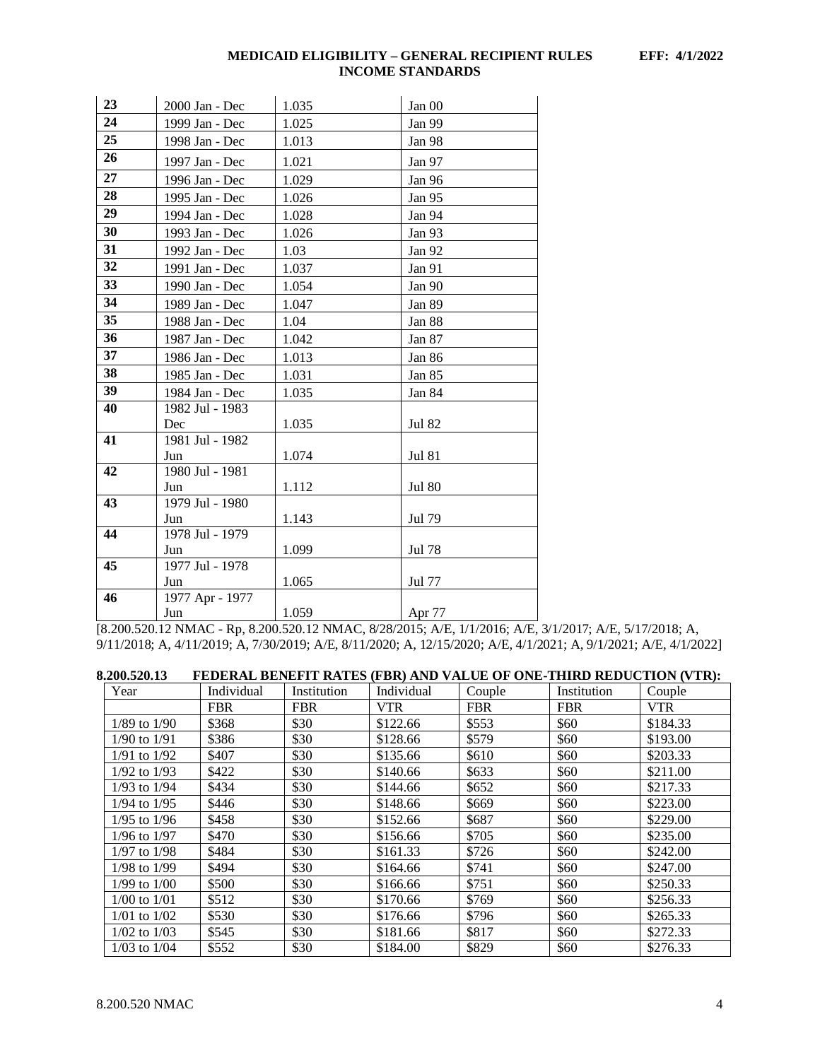| 23 | 2000 Jan - Dec | 1.035 | Jan 00 |
|---|---|---|---|
| 24 | 1999 Jan - Dec | 1.025 | Jan 99 |
| 25 | 1998 Jan - Dec | 1.013 | Jan 98 |
| 26 | 1997 Jan - Dec | 1.021 | Jan 97 |
| 27 | 1996 Jan - Dec | 1.029 | Jan 96 |
| 28 | 1995 Jan - Dec | 1.026 | Jan 95 |
| 29 | 1994 Jan - Dec | 1.028 | Jan 94 |
| 30 | 1993 Jan - Dec | 1.026 | Jan 93 |
| 31 | 1992 Jan - Dec | 1.03 | Jan 92 |
| 32 | 1991 Jan - Dec | 1.037 | Jan 91 |
| 33 | 1990 Jan - Dec | 1.054 | Jan 90 |
| 34 | 1989 Jan - Dec | 1.047 | Jan 89 |
| 35 | 1988 Jan - Dec | 1.04 | Jan 88 |
| 36 | 1987 Jan - Dec | 1.042 | Jan 87 |
| 37 | 1986 Jan - Dec | 1.013 | Jan 86 |
| 38 | 1985 Jan - Dec | 1.031 | Jan 85 |
| 39 | 1984 Jan - Dec | 1.035 | Jan 84 |
| 40 | 1982 Jul - 1983 Dec | 1.035 | Jul 82 |
| 41 | 1981 Jul - 1982 Jun | 1.074 | Jul 81 |
| 42 | 1980 Jul - 1981 Jun | 1.112 | Jul 80 |
| 43 | 1979 Jul - 1980 Jun | 1.143 | Jul 79 |
| 44 | 1978 Jul - 1979 Jun | 1.099 | Jul 78 |
| 45 | 1977 Jul - 1978 Jun | 1.065 | Jul 77 |
| 46 | 1977 Apr - 1977 Jun | 1.059 | Apr 77 |

[8.200.520.12 NMAC - Rp, 8.200.520.12 NMAC, 8/28/2015; A/E, 1/1/2016; A/E, 3/1/2017; A/E, 5/17/2018; A, 9/11/2018; A, 4/11/2019; A, 7/30/2019; A/E, 8/11/2020; A, 12/15/2020; A/E, 4/1/2021; A, 9/1/2021; A/E, 4/1/2022]

**8.200.520.13 FEDERAL BENEFIT RATES (FBR) AND VALUE OF ONE-THIRD REDUCTION (VTR):**

| Year | Individual FBR | Institution FBR | Individual VTR | Couple FBR | Institution FBR | Couple VTR |
|---|---|---|---|---|---|---|
| 1/89 to 1/90 | $368 | $30 | $122.66 | $553 | $60 | $184.33 |
| 1/90 to 1/91 | $386 | $30 | $128.66 | $579 | $60 | $193.00 |
| 1/91 to 1/92 | $407 | $30 | $135.66 | $610 | $60 | $203.33 |
| 1/92 to 1/93 | $422 | $30 | $140.66 | $633 | $60 | $211.00 |
| 1/93 to 1/94 | $434 | $30 | $144.66 | $652 | $60 | $217.33 |
| 1/94 to 1/95 | $446 | $30 | $148.66 | $669 | $60 | $223.00 |
| 1/95 to 1/96 | $458 | $30 | $152.66 | $687 | $60 | $229.00 |
| 1/96 to 1/97 | $470 | $30 | $156.66 | $705 | $60 | $235.00 |
| 1/97 to 1/98 | $484 | $30 | $161.33 | $726 | $60 | $242.00 |
| 1/98 to 1/99 | $494 | $30 | $164.66 | $741 | $60 | $247.00 |
| 1/99 to 1/00 | $500 | $30 | $166.66 | $751 | $60 | $250.33 |
| 1/00 to 1/01 | $512 | $30 | $170.66 | $769 | $60 | $256.33 |
| 1/01 to 1/02 | $530 | $30 | $176.66 | $796 | $60 | $265.33 |
| 1/02 to 1/03 | $545 | $30 | $181.66 | $817 | $60 | $272.33 |
| 1/03 to 1/04 | $552 | $30 | $184.00 | $829 | $60 | $276.33 |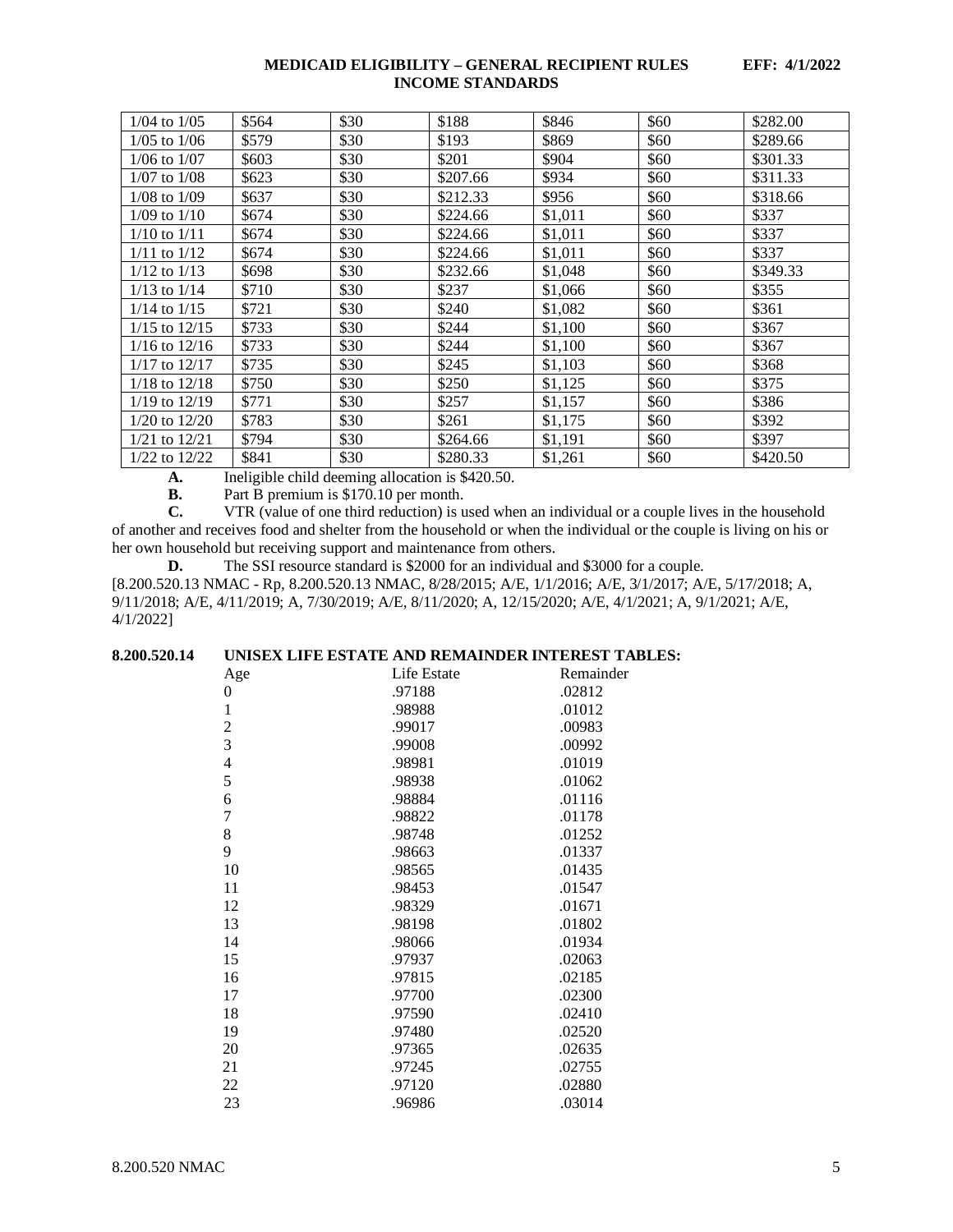| 1/04 to 1/05 | $564 | $30 | $188 | $846 | $60 | $282.00 |
|---|---|---|---|---|---|---|
| 1/05 to 1/06 | $579 | $30 | $193 | $869 | $60 | $289.66 |
| 1/06 to 1/07 | $603 | $30 | $201 | $904 | $60 | $301.33 |
| 1/07 to 1/08 | $623 | $30 | $207.66 | $934 | $60 | $311.33 |
| 1/08 to 1/09 | $637 | $30 | $212.33 | $956 | $60 | $318.66 |
| 1/09 to 1/10 | $674 | $30 | $224.66 | $1,011 | $60 | $337 |
| 1/10 to 1/11 | $674 | $30 | $224.66 | $1,011 | $60 | $337 |
| 1/11 to 1/12 | $674 | $30 | $224.66 | $1,011 | $60 | $337 |
| 1/12 to 1/13 | $698 | $30 | $232.66 | $1,048 | $60 | $349.33 |
| 1/13 to 1/14 | $710 | $30 | $237 | $1,066 | $60 | $355 |
| 1/14 to 1/15 | $721 | $30 | $240 | $1,082 | $60 | $361 |
| 1/15 to 12/15 | $733 | $30 | $244 | $1,100 | $60 | $367 |
| 1/16 to 12/16 | $733 | $30 | $244 | $1,100 | $60 | $367 |
| 1/17 to 12/17 | $735 | $30 | $245 | $1,103 | $60 | $368 |
| 1/18 to 12/18 | $750 | $30 | $250 | $1,125 | $60 | $375 |
| 1/19 to 12/19 | $771 | $30 | $257 | $1,157 | $60 | $386 |
| 1/20 to 12/20 | $783 | $30 | $261 | $1,175 | $60 | $392 |
| 1/21 to 12/21 | $794 | $30 | $264.66 | $1,191 | $60 | $397 |
| 1/22 to 12/22 | $841 | $30 | $280.33 | $1,261 | $60 | $420.50 |

**A.** Ineligible child deeming allocation is $420.50.

**B.** Part B premium is $170.10 per month.

**C.** VTR (value of one third reduction) is used when an individual or a couple lives in the household of another and receives food and shelter from the household or when the individual or the couple is living on his or her own household but receiving support and maintenance from others.

**D.** The SSI resource standard is $2000 for an individual and $3000 for a couple.

[8.200.520.13 NMAC - Rp, 8.200.520.13 NMAC, 8/28/2015; A/E, 1/1/2016; A/E, 3/1/2017; A/E, 5/17/2018; A, 9/11/2018; A/E, 4/11/2019; A, 7/30/2019; A/E, 8/11/2020; A, 12/15/2020; A/E, 4/1/2021; A, 9/1/2021; A/E, 4/1/2022]

**8.200.520.14 UNISEX LIFE ESTATE AND REMAINDER INTEREST TABLES:**

| Age | Life Estate | Remainder |
|---|---|---|
| 0 | .97188 | .02812 |
| 1 | .98988 | .01012 |
| 2 | .99017 | .00983 |
| 3 | .99008 | .00992 |
| 4 | .98981 | .01019 |
| 5 | .98938 | .01062 |
| 6 | .98884 | .01116 |
| 7 | .98822 | .01178 |
| 8 | .98748 | .01252 |
| 9 | .98663 | .01337 |
| 10 | .98565 | .01435 |
| 11 | .98453 | .01547 |
| 12 | .98329 | .01671 |
| 13 | .98198 | .01802 |
| 14 | .98066 | .01934 |
| 15 | .97937 | .02063 |
| 16 | .97815 | .02185 |
| 17 | .97700 | .02300 |
| 18 | .97590 | .02410 |
| 19 | .97480 | .02520 |
| 20 | .97365 | .02635 |
| 21 | .97245 | .02755 |
| 22 | .97120 | .02880 |
| 23 | .96986 | .03014 |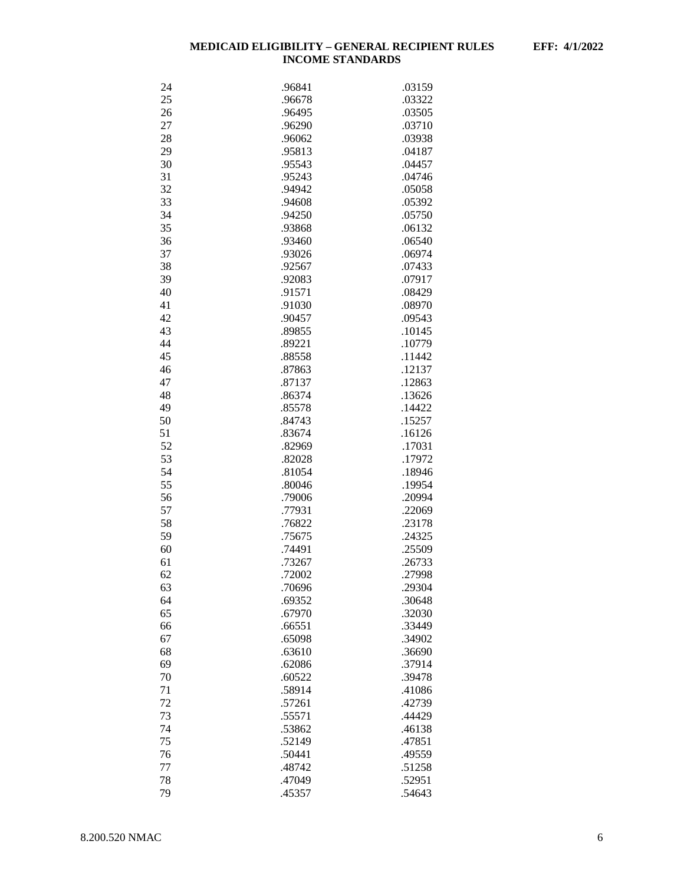| | | |
|---|---|---|
| 24 | .96841 | .03159 |
| 25 | .96678 | .03322 |
| 26 | .96495 | .03505 |
| 27 | .96290 | .03710 |
| 28 | .96062 | .03938 |
| 29 | .95813 | .04187 |
| 30 | .95543 | .04457 |
| 31 | .95243 | .04746 |
| 32 | .94942 | .05058 |
| 33 | .94608 | .05392 |
| 34 | .94250 | .05750 |
| 35 | .93868 | .06132 |
| 36 | .93460 | .06540 |
| 37 | .93026 | .06974 |
| 38 | .92567 | .07433 |
| 39 | .92083 | .07917 |
| 40 | .91571 | .08429 |
| 41 | .91030 | .08970 |
| 42 | .90457 | .09543 |
| 43 | .89855 | .10145 |
| 44 | .89221 | .10779 |
| 45 | .88558 | .11442 |
| 46 | .87863 | .12137 |
| 47 | .87137 | .12863 |
| 48 | .86374 | .13626 |
| 49 | .85578 | .14422 |
| 50 | .84743 | .15257 |
| 51 | .83674 | .16126 |
| 52 | .82969 | .17031 |
| 53 | .82028 | .17972 |
| 54 | .81054 | .18946 |
| 55 | .80046 | .19954 |
| 56 | .79006 | .20994 |
| 57 | .77931 | .22069 |
| 58 | .76822 | .23178 |
| 59 | .75675 | .24325 |
| 60 | .74491 | .25509 |
| 61 | .73267 | .26733 |
| 62 | .72002 | .27998 |
| 63 | .70696 | .29304 |
| 64 | .69352 | .30648 |
| 65 | .67970 | .32030 |
| 66 | .66551 | .33449 |
| 67 | .65098 | .34902 |
| 68 | .63610 | .36690 |
| 69 | .62086 | .37914 |
| 70 | .60522 | .39478 |
| 71 | .58914 | .41086 |
| 72 | .57261 | .42739 |
| 73 | .55571 | .44429 |
| 74 | .53862 | .46138 |
| 75 | .52149 | .47851 |
| 76 | .50441 | .49559 |
| 77 | .48742 | .51258 |
| 78 | .47049 | .52951 |
| 79 | .45357 | .54643 |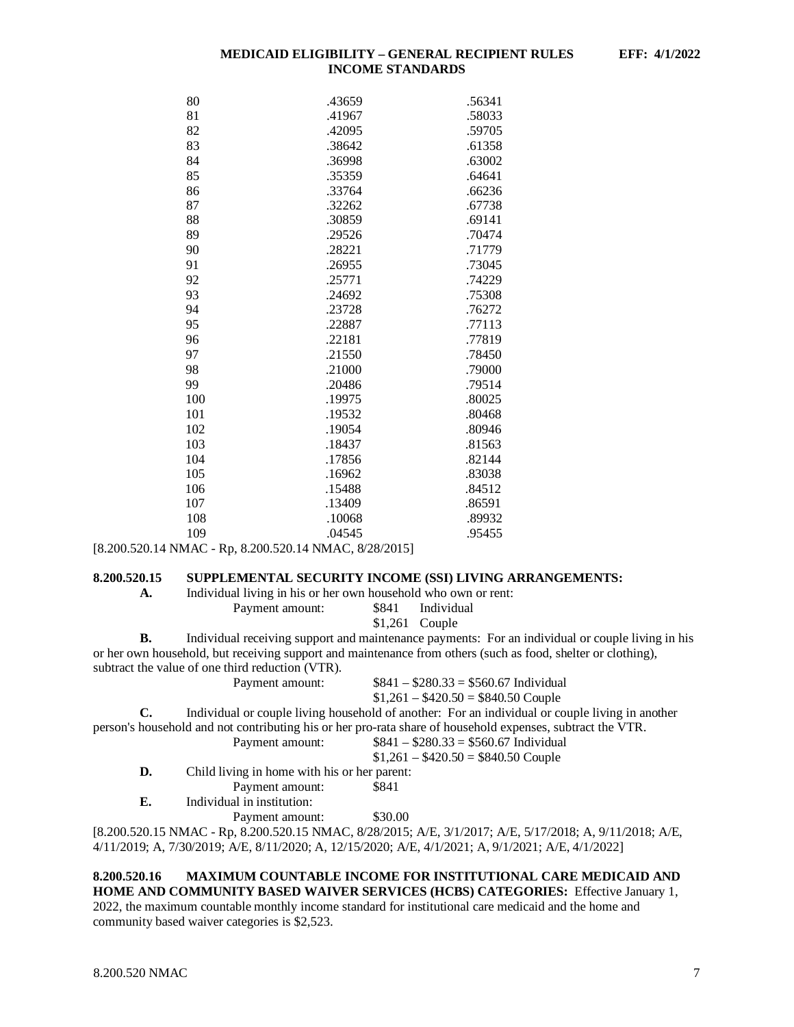| | | |
|---|---|---|
| 80 | .43659 | .56341 |
| 81 | .41967 | .58033 |
| 82 | .42095 | .59705 |
| 83 | .38642 | .61358 |
| 84 | .36998 | .63002 |
| 85 | .35359 | .64641 |
| 86 | .33764 | .66236 |
| 87 | .32262 | .67738 |
| 88 | .30859 | .69141 |
| 89 | .29526 | .70474 |
| 90 | .28221 | .71779 |
| 91 | .26955 | .73045 |
| 92 | .25771 | .74229 |
| 93 | .24692 | .75308 |
| 94 | .23728 | .76272 |
| 95 | .22887 | .77113 |
| 96 | .22181 | .77819 |
| 97 | .21550 | .78450 |
| 98 | .21000 | .79000 |
| 99 | .20486 | .79514 |
| 100 | .19975 | .80025 |
| 101 | .19532 | .80468 |
| 102 | .19054 | .80946 |
| 103 | .18437 | .81563 |
| 104 | .17856 | .82144 |
| 105 | .16962 | .83038 |
| 106 | .15488 | .84512 |
| 107 | .13409 | .86591 |
| 108 | .10068 | .89932 |
| 109 | .04545 | .95455 |

[8.200.520.14 NMAC - Rp, 8.200.520.14 NMAC, 8/28/2015]

**8.200.520.15 SUPPLEMENTAL SECURITY INCOME (SSI) LIVING ARRANGEMENTS:**

**A.** Individual living in his or her own household who own or rent:
Payment amount: $841 Individual
$1,261 Couple

**B.** Individual receiving support and maintenance payments: For an individual or couple living in his or her own household, but receiving support and maintenance from others (such as food, shelter or clothing), subtract the value of one third reduction (VTR).
Payment amount: $841 – $280.33 = $560.67 Individual
$1,261 – $420.50 = $840.50 Couple

**C.** Individual or couple living household of another: For an individual or couple living in another person's household and not contributing his or her pro-rata share of household expenses, subtract the VTR.
Payment amount: $841 – $280.33 = $560.67 Individual
$1,261 – $420.50 = $840.50 Couple

**D.** Child living in home with his or her parent:
Payment amount: $841

**E.** Individual in institution:
Payment amount: $30.00

[8.200.520.15 NMAC - Rp, 8.200.520.15 NMAC, 8/28/2015; A/E, 3/1/2017; A/E, 5/17/2018; A, 9/11/2018; A/E, 4/11/2019; A, 7/30/2019; A/E, 8/11/2020; A, 12/15/2020; A/E, 4/1/2021; A, 9/1/2021; A/E, 4/1/2022]

**8.200.520.16 MAXIMUM COUNTABLE INCOME FOR INSTITUTIONAL CARE MEDICAID AND HOME AND COMMUNITY BASED WAIVER SERVICES (HCBS) CATEGORIES:** Effective January 1, 2022, the maximum countable monthly income standard for institutional care medicaid and the home and community based waiver categories is $2,523.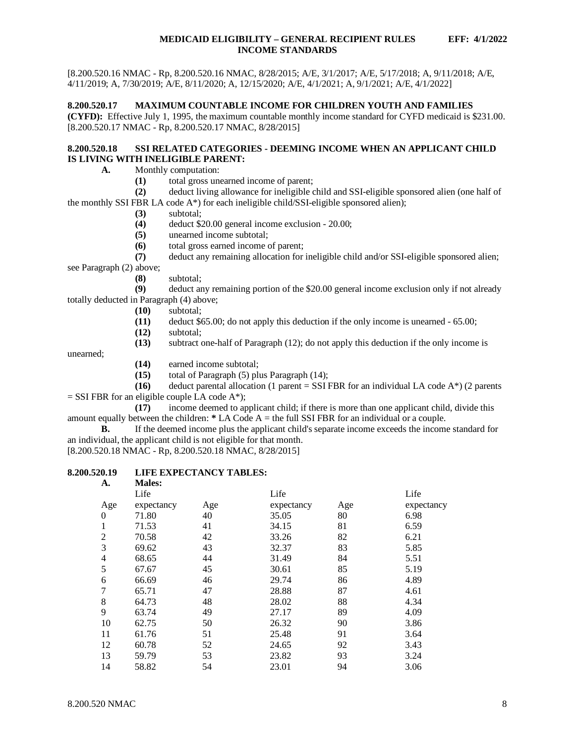[8.200.520.16 NMAC - Rp, 8.200.520.16 NMAC, 8/28/2015; A/E, 3/1/2017; A/E, 5/17/2018; A, 9/11/2018; A/E, 4/11/2019; A, 7/30/2019; A/E, 8/11/2020; A, 12/15/2020; A/E, 4/1/2021; A, 9/1/2021; A/E, 4/1/2022]

**8.200.520.17 MAXIMUM COUNTABLE INCOME FOR CHILDREN YOUTH AND FAMILIES (CYFD):** Effective July 1, 1995, the maximum countable monthly income standard for CYFD medicaid is $231.00.
[8.200.520.17 NMAC - Rp, 8.200.520.17 NMAC, 8/28/2015]

**8.200.520.18 SSI RELATED CATEGORIES - DEEMING INCOME WHEN AN APPLICANT CHILD IS LIVING WITH INELIGIBLE PARENT:**

**A.** Monthly computation:

**(1)** total gross unearned income of parent;

**(2)** deduct living allowance for ineligible child and SSI-eligible sponsored alien (one half of the monthly SSI FBR LA code A*) for each ineligible child/SSI-eligible sponsored alien);

**(3)** subtotal;

**(4)** deduct $20.00 general income exclusion - 20.00;

**(5)** unearned income subtotal;

**(6)** total gross earned income of parent;

**(7)** deduct any remaining allocation for ineligible child and/or SSI-eligible sponsored alien; see Paragraph (2) above;

**(8)** subtotal;

**(9)** deduct any remaining portion of the $20.00 general income exclusion only if not already totally deducted in Paragraph (4) above;

**(10)** subtotal;

**(11)** deduct $65.00; do not apply this deduction if the only income is unearned - 65.00;

**(12)** subtotal;

**(13)** subtract one-half of Paragraph (12); do not apply this deduction if the only income is unearned;

**(14)** earned income subtotal;

**(15)** total of Paragraph (5) plus Paragraph (14);

**(16)** deduct parental allocation (1 parent = SSI FBR for an individual LA code A*) (2 parents = SSI FBR for an eligible couple LA code A*);

**(17)** income deemed to applicant child; if there is more than one applicant child, divide this amount equally between the children: * LA Code A = the full SSI FBR for an individual or a couple.

**B.** If the deemed income plus the applicant child's separate income exceeds the income standard for an individual, the applicant child is not eligible for that month.
[8.200.520.18 NMAC - Rp, 8.200.520.18 NMAC, 8/28/2015]

**8.200.520.19 LIFE EXPECTANCY TABLES:**

**A. Males:**

| Age | Life expectancy | Age | Life expectancy | Age | Life expectancy |
|---|---|---|---|---|---|
| 0 | 71.80 | 40 | 35.05 | 80 | 6.98 |
| 1 | 71.53 | 41 | 34.15 | 81 | 6.59 |
| 2 | 70.58 | 42 | 33.26 | 82 | 6.21 |
| 3 | 69.62 | 43 | 32.37 | 83 | 5.85 |
| 4 | 68.65 | 44 | 31.49 | 84 | 5.51 |
| 5 | 67.67 | 45 | 30.61 | 85 | 5.19 |
| 6 | 66.69 | 46 | 29.74 | 86 | 4.89 |
| 7 | 65.71 | 47 | 28.88 | 87 | 4.61 |
| 8 | 64.73 | 48 | 28.02 | 88 | 4.34 |
| 9 | 63.74 | 49 | 27.17 | 89 | 4.09 |
| 10 | 62.75 | 50 | 26.32 | 90 | 3.86 |
| 11 | 61.76 | 51 | 25.48 | 91 | 3.64 |
| 12 | 60.78 | 52 | 24.65 | 92 | 3.43 |
| 13 | 59.79 | 53 | 23.82 | 93 | 3.24 |
| 14 | 58.82 | 54 | 23.01 | 94 | 3.06 |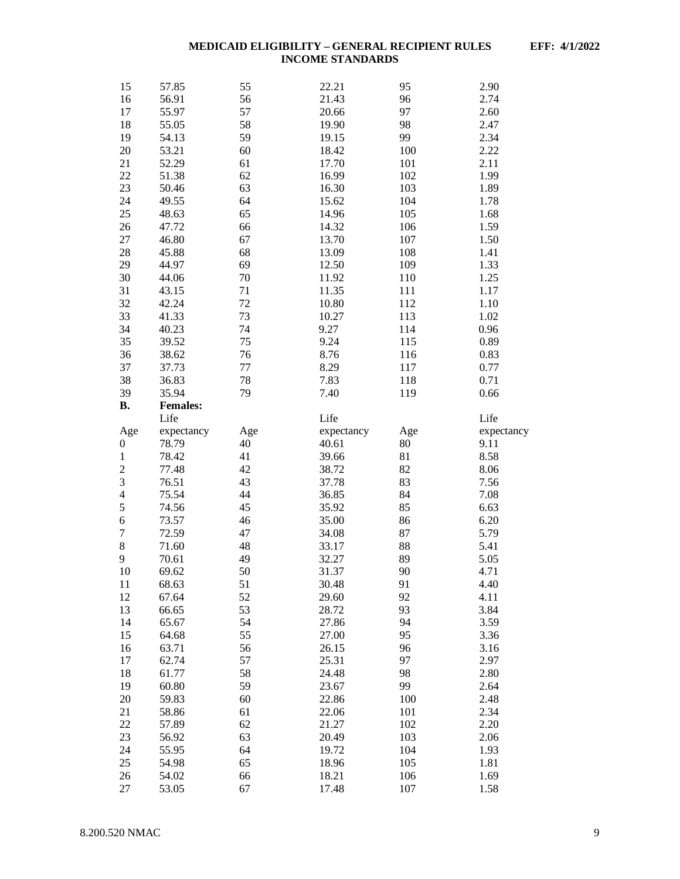| | | | | | |
|---|---|---|---|---|---|
| 15 | 57.85 | 55 | 22.21 | 95 | 2.90 |
| 16 | 56.91 | 56 | 21.43 | 96 | 2.74 |
| 17 | 55.97 | 57 | 20.66 | 97 | 2.60 |
| 18 | 55.05 | 58 | 19.90 | 98 | 2.47 |
| 19 | 54.13 | 59 | 19.15 | 99 | 2.34 |
| 20 | 53.21 | 60 | 18.42 | 100 | 2.22 |
| 21 | 52.29 | 61 | 17.70 | 101 | 2.11 |
| 22 | 51.38 | 62 | 16.99 | 102 | 1.99 |
| 23 | 50.46 | 63 | 16.30 | 103 | 1.89 |
| 24 | 49.55 | 64 | 15.62 | 104 | 1.78 |
| 25 | 48.63 | 65 | 14.96 | 105 | 1.68 |
| 26 | 47.72 | 66 | 14.32 | 106 | 1.59 |
| 27 | 46.80 | 67 | 13.70 | 107 | 1.50 |
| 28 | 45.88 | 68 | 13.09 | 108 | 1.41 |
| 29 | 44.97 | 69 | 12.50 | 109 | 1.33 |
| 30 | 44.06 | 70 | 11.92 | 110 | 1.25 |
| 31 | 43.15 | 71 | 11.35 | 111 | 1.17 |
| 32 | 42.24 | 72 | 10.80 | 112 | 1.10 |
| 33 | 41.33 | 73 | 10.27 | 113 | 1.02 |
| 34 | 40.23 | 74 | 9.27 | 114 | 0.96 |
| 35 | 39.52 | 75 | 9.24 | 115 | 0.89 |
| 36 | 38.62 | 76 | 8.76 | 116 | 0.83 |
| 37 | 37.73 | 77 | 8.29 | 117 | 0.77 |
| 38 | 36.83 | 78 | 7.83 | 118 | 0.71 |
| 39 | 35.94 | 79 | 7.40 | 119 | 0.66 |

**B. Females:**

| Age | Life expectancy | Age | Life expectancy | Age | Life expectancy |
|---|---|---|---|---|---|
| 0 | 78.79 | 40 | 40.61 | 80 | 9.11 |
| 1 | 78.42 | 41 | 39.66 | 81 | 8.58 |
| 2 | 77.48 | 42 | 38.72 | 82 | 8.06 |
| 3 | 76.51 | 43 | 37.78 | 83 | 7.56 |
| 4 | 75.54 | 44 | 36.85 | 84 | 7.08 |
| 5 | 74.56 | 45 | 35.92 | 85 | 6.63 |
| 6 | 73.57 | 46 | 35.00 | 86 | 6.20 |
| 7 | 72.59 | 47 | 34.08 | 87 | 5.79 |
| 8 | 71.60 | 48 | 33.17 | 88 | 5.41 |
| 9 | 70.61 | 49 | 32.27 | 89 | 5.05 |
| 10 | 69.62 | 50 | 31.37 | 90 | 4.71 |
| 11 | 68.63 | 51 | 30.48 | 91 | 4.40 |
| 12 | 67.64 | 52 | 29.60 | 92 | 4.11 |
| 13 | 66.65 | 53 | 28.72 | 93 | 3.84 |
| 14 | 65.67 | 54 | 27.86 | 94 | 3.59 |
| 15 | 64.68 | 55 | 27.00 | 95 | 3.36 |
| 16 | 63.71 | 56 | 26.15 | 96 | 3.16 |
| 17 | 62.74 | 57 | 25.31 | 97 | 2.97 |
| 18 | 61.77 | 58 | 24.48 | 98 | 2.80 |
| 19 | 60.80 | 59 | 23.67 | 99 | 2.64 |
| 20 | 59.83 | 60 | 22.86 | 100 | 2.48 |
| 21 | 58.86 | 61 | 22.06 | 101 | 2.34 |
| 22 | 57.89 | 62 | 21.27 | 102 | 2.20 |
| 23 | 56.92 | 63 | 20.49 | 103 | 2.06 |
| 24 | 55.95 | 64 | 19.72 | 104 | 1.93 |
| 25 | 54.98 | 65 | 18.96 | 105 | 1.81 |
| 26 | 54.02 | 66 | 18.21 | 106 | 1.69 |
| 27 | 53.05 | 67 | 17.48 | 107 | 1.58 |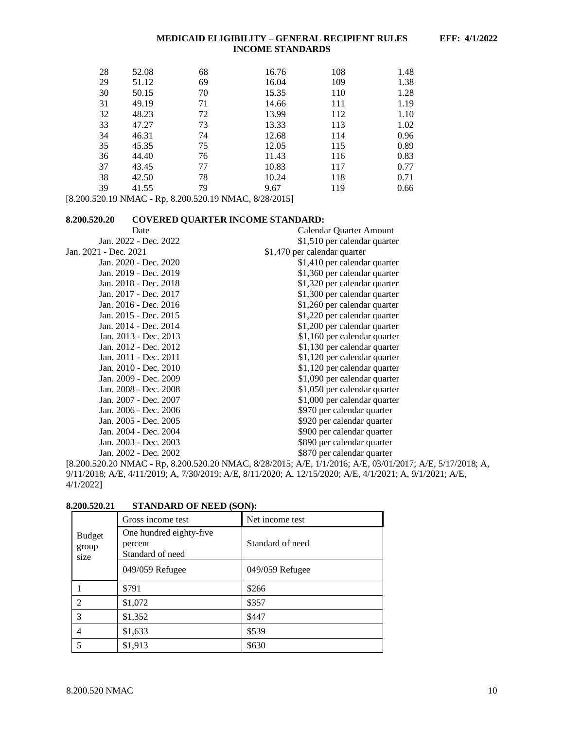| | | | | | |
|---|---|---|---|---|---|
| 28 | 52.08 | 68 | 16.76 | 108 | 1.48 |
| 29 | 51.12 | 69 | 16.04 | 109 | 1.38 |
| 30 | 50.15 | 70 | 15.35 | 110 | 1.28 |
| 31 | 49.19 | 71 | 14.66 | 111 | 1.19 |
| 32 | 48.23 | 72 | 13.99 | 112 | 1.10 |
| 33 | 47.27 | 73 | 13.33 | 113 | 1.02 |
| 34 | 46.31 | 74 | 12.68 | 114 | 0.96 |
| 35 | 45.35 | 75 | 12.05 | 115 | 0.89 |
| 36 | 44.40 | 76 | 11.43 | 116 | 0.83 |
| 37 | 43.45 | 77 | 10.83 | 117 | 0.77 |
| 38 | 42.50 | 78 | 10.24 | 118 | 0.71 |
| 39 | 41.55 | 79 | 9.67 | 119 | 0.66 |

[8.200.520.19 NMAC - Rp, 8.200.520.19 NMAC, 8/28/2015]

**8.200.520.20 COVERED QUARTER INCOME STANDARD:**

| Date | Calendar Quarter Amount |
|---|---|
| Jan. 2022 - Dec. 2022 | $1,510 per calendar quarter |
| Jan. 2021 - Dec. 2021 | $1,470 per calendar quarter |
| Jan. 2020 - Dec. 2020 | $1,410 per calendar quarter |
| Jan. 2019 - Dec. 2019 | $1,360 per calendar quarter |
| Jan. 2018 - Dec. 2018 | $1,320 per calendar quarter |
| Jan. 2017 - Dec. 2017 | $1,300 per calendar quarter |
| Jan. 2016 - Dec. 2016 | $1,260 per calendar quarter |
| Jan. 2015 - Dec. 2015 | $1,220 per calendar quarter |
| Jan. 2014 - Dec. 2014 | $1,200 per calendar quarter |
| Jan. 2013 - Dec. 2013 | $1,160 per calendar quarter |
| Jan. 2012 - Dec. 2012 | $1,130 per calendar quarter |
| Jan. 2011 - Dec. 2011 | $1,120 per calendar quarter |
| Jan. 2010 - Dec. 2010 | $1,120 per calendar quarter |
| Jan. 2009 - Dec. 2009 | $1,090 per calendar quarter |
| Jan. 2008 - Dec. 2008 | $1,050 per calendar quarter |
| Jan. 2007 - Dec. 2007 | $1,000 per calendar quarter |
| Jan. 2006 - Dec. 2006 | $970 per calendar quarter |
| Jan. 2005 - Dec. 2005 | $920 per calendar quarter |
| Jan. 2004 - Dec. 2004 | $900 per calendar quarter |
| Jan. 2003 - Dec. 2003 | $890 per calendar quarter |
| Jan. 2002 - Dec. 2002 | $870 per calendar quarter |

[8.200.520.20 NMAC - Rp, 8.200.520.20 NMAC, 8/28/2015; A/E, 1/1/2016; A/E, 03/01/2017; A/E, 5/17/2018; A, 9/11/2018; A/E, 4/11/2019; A, 7/30/2019; A/E, 8/11/2020; A, 12/15/2020; A/E, 4/1/2021; A, 9/1/2021; A/E, 4/1/2022]

**8.200.520.21 STANDARD OF NEED (SON):**

| Budget group size | Gross income test | Net income test |
|---|---|---|
| | One hundred eighty-five percent Standard of need | Standard of need |
| | 049/059 Refugee | 049/059 Refugee |
| 1 | $791 | $266 |
| 2 | $1,072 | $357 |
| 3 | $1,352 | $447 |
| 4 | $1,633 | $539 |
| 5 | $1,913 | $630 |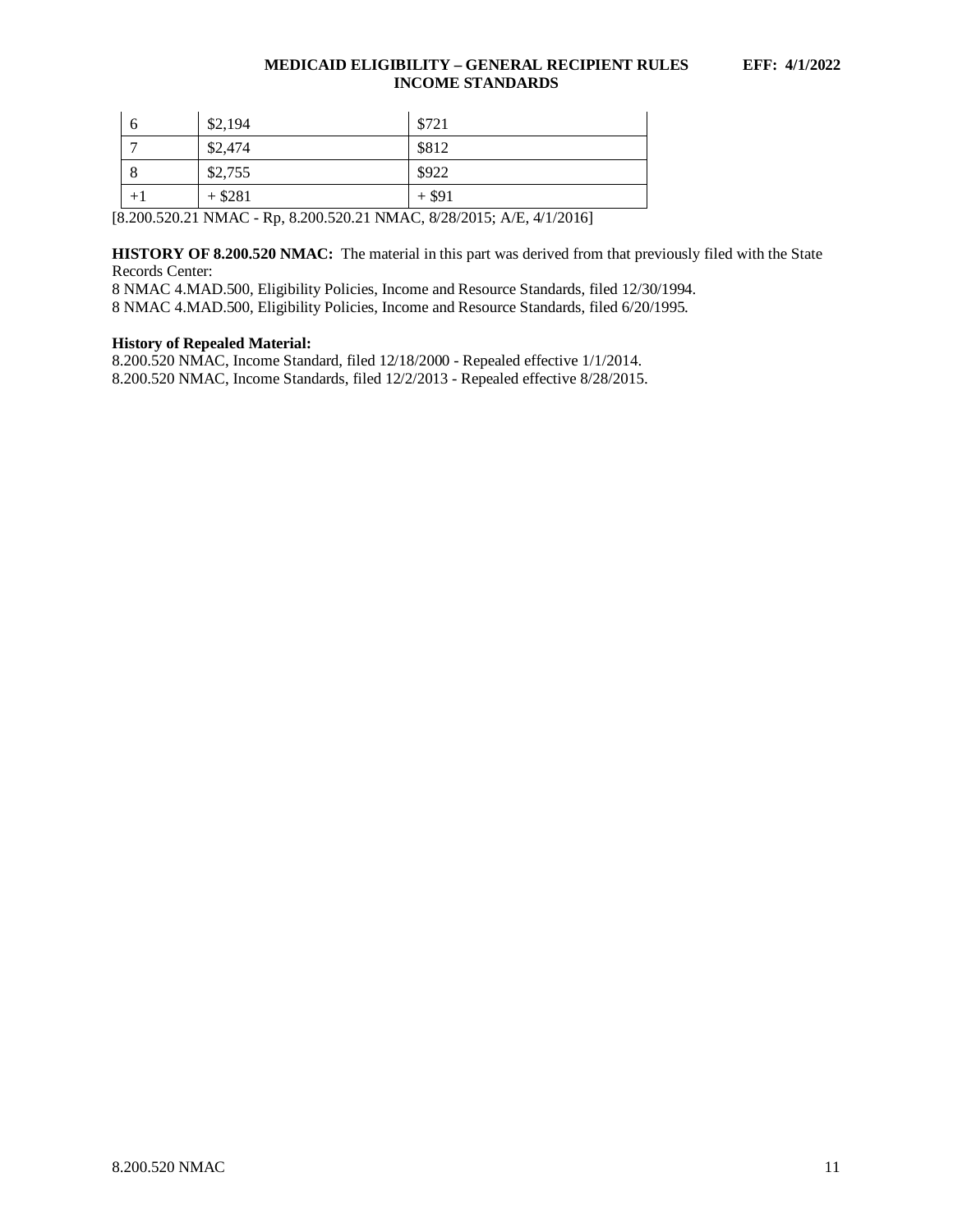| | | |
|---|---|---|
| 6 | $2,194 | $721 |
| 7 | $2,474 | $812 |
| 8 | $2,755 | $922 |
| +1 | + $281 | + $91 |

[8.200.520.21 NMAC - Rp, 8.200.520.21 NMAC, 8/28/2015; A/E, 4/1/2016]

**HISTORY OF 8.200.520 NMAC:** The material in this part was derived from that previously filed with the State Records Center:
8 NMAC 4.MAD.500, Eligibility Policies, Income and Resource Standards, filed 12/30/1994.
8 NMAC 4.MAD.500, Eligibility Policies, Income and Resource Standards, filed 6/20/1995.

**History of Repealed Material:**
8.200.520 NMAC, Income Standard, filed 12/18/2000 - Repealed effective 1/1/2014.
8.200.520 NMAC, Income Standards, filed 12/2/2013 - Repealed effective 8/28/2015.